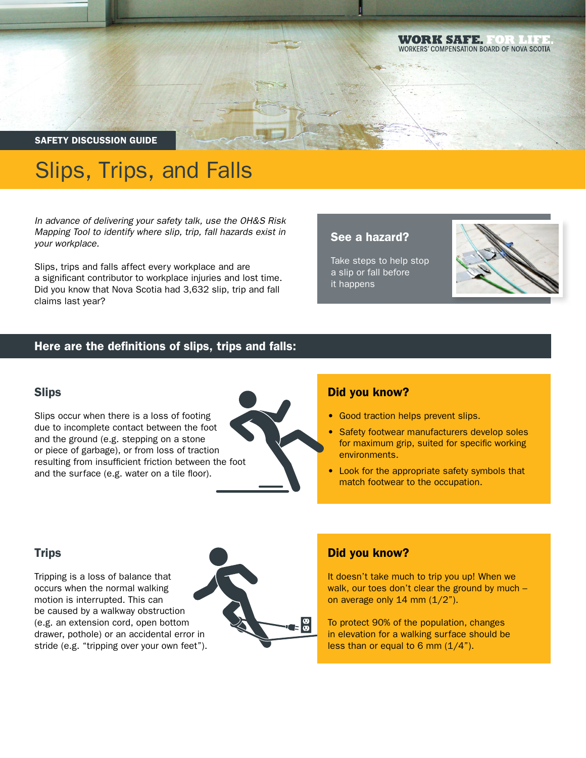WORK SAFE. FOR LIFE.
WORKERS' COMPENSATION BOARD OF NOVA SCOTIA

SAFETY DISCUSSION GUIDE

# Slips, Trips, and Falls

*In advance of delivering your safety talk, use the OH&S Risk Mapping Tool to identify where slip, trip, fall hazards exist in your workplace.*

Slips, trips and falls affect every workplace and are a significant contributor to workplace injuries and lost time. Did you know that Nova Scotia had 3,632 slip, trip and fall claims last year?

### See a hazard?

Take steps to help stop a slip or fall before it happens

## Here are the definitions of slips, trips and falls:

### Slips

Slips occur when there is a loss of footing due to incomplete contact between the foot and the ground (e.g. stepping on a stone or piece of garbage), or from loss of traction resulting from insufficient friction between the foot and the surface (e.g. water on a tile floor).

### Did you know?

- Good traction helps prevent slips.
- Safety footwear manufacturers develop soles for maximum grip, suited for specific working environments.
- Look for the appropriate safety symbols that match footwear to the occupation.

### Trips

Tripping is a loss of balance that occurs when the normal walking motion is interrupted. This can be caused by a walkway obstruction (e.g. an extension cord, open bottom drawer, pothole) or an accidental error in stride (e.g. "tripping over your own feet").

### Did you know?

It doesn't take much to trip you up! When we walk, our toes don't clear the ground by much – on average only 14 mm (1/2").

To protect 90% of the population, changes in elevation for a walking surface should be less than or equal to 6 mm (1/4").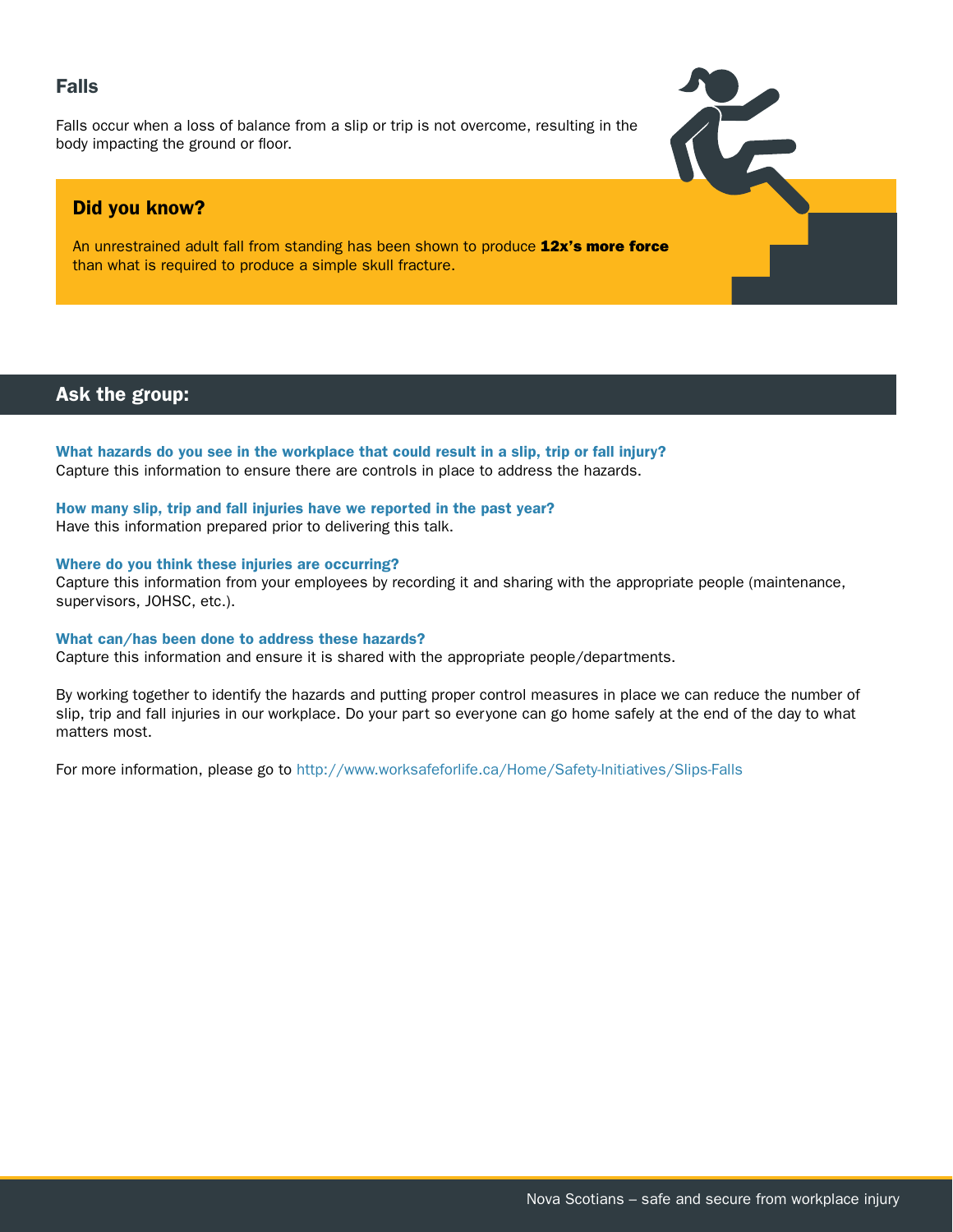## Falls

Falls occur when a loss of balance from a slip or trip is not overcome, resulting in the body impacting the ground or floor.

### Did you know?

An unrestrained adult fall from standing has been shown to produce **12x's more force** than what is required to produce a simple skull fracture.

## Ask the group:

**What hazards do you see in the workplace that could result in a slip, trip or fall injury?**
Capture this information to ensure there are controls in place to address the hazards.

**How many slip, trip and fall injuries have we reported in the past year?**
Have this information prepared prior to delivering this talk.

**Where do you think these injuries are occurring?**
Capture this information from your employees by recording it and sharing with the appropriate people (maintenance, supervisors, JOHSC, etc.).

**What can/has been done to address these hazards?**
Capture this information and ensure it is shared with the appropriate people/departments.

By working together to identify the hazards and putting proper control measures in place we can reduce the number of slip, trip and fall injuries in our workplace. Do your part so everyone can go home safely at the end of the day to what matters most.

For more information, please go to http://www.worksafeforlife.ca/Home/Safety-Initiatives/Slips-Falls